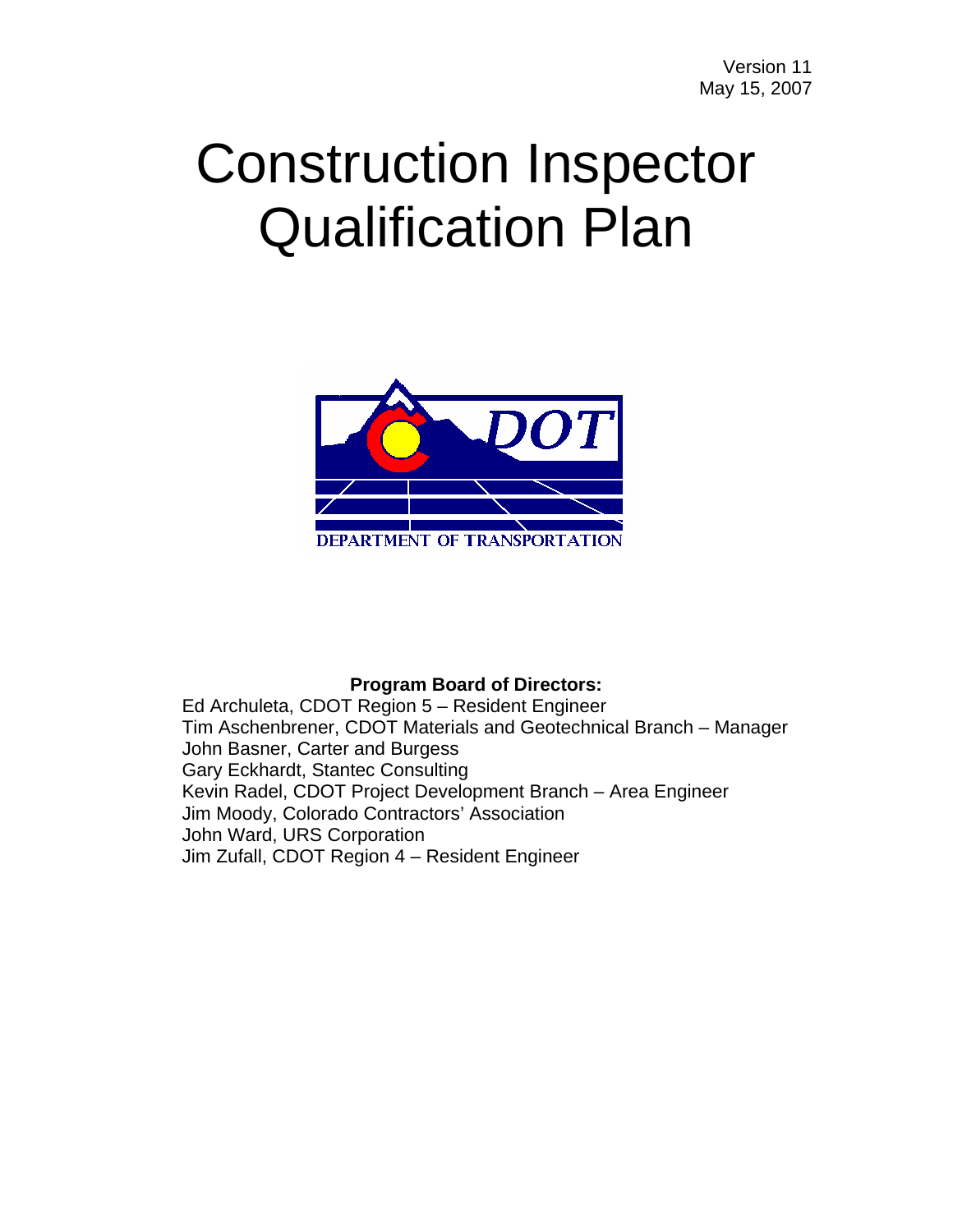Version 11
May 15, 2007

# Construction Inspector Qualification Plan

DEPARTMENT OF TRANSPORTATION

**Program Board of Directors:**

Ed Archuleta, CDOT Region 5 – Resident Engineer
Tim Aschenbrener, CDOT Materials and Geotechnical Branch – Manager
John Basner, Carter and Burgess
Gary Eckhardt, Stantec Consulting
Kevin Radel, CDOT Project Development Branch – Area Engineer
Jim Moody, Colorado Contractors' Association
John Ward, URS Corporation
Jim Zufall, CDOT Region 4 – Resident Engineer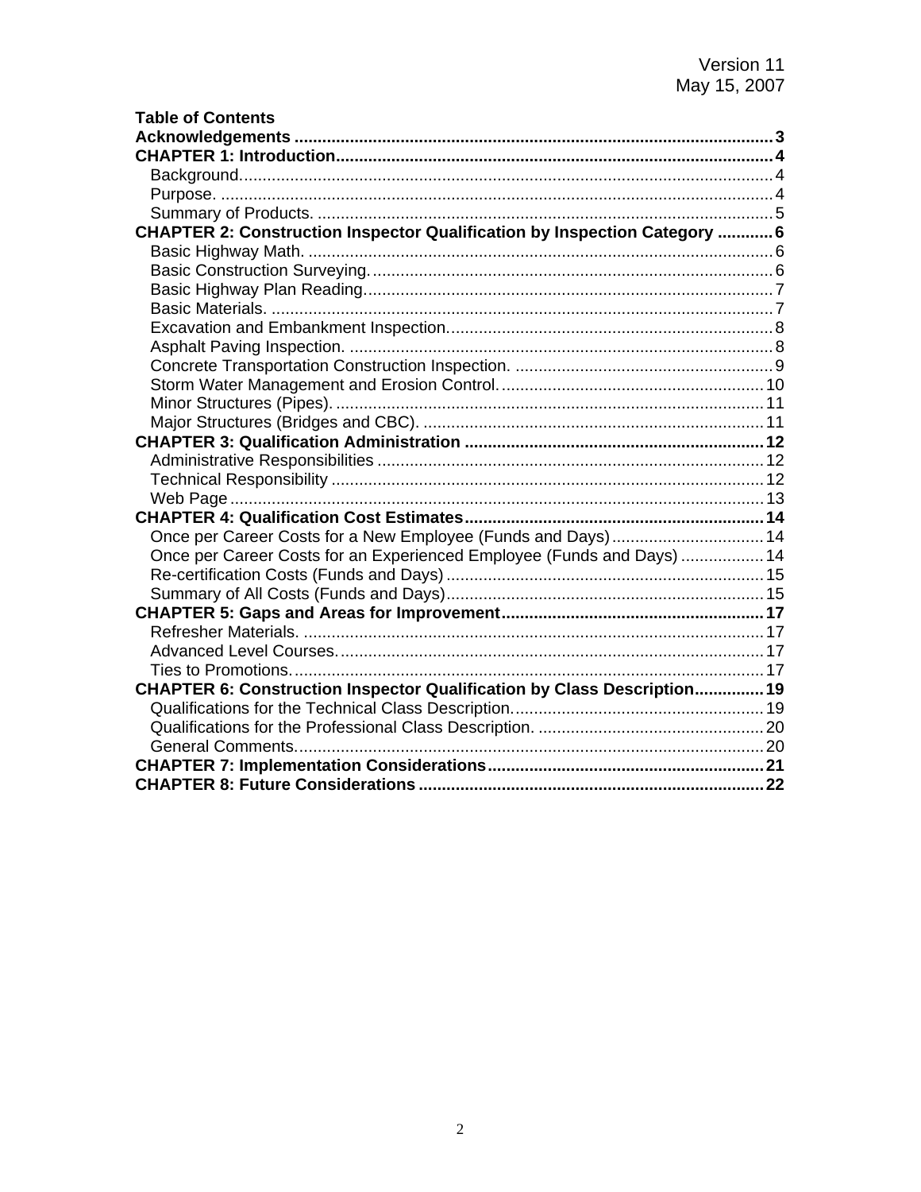Version 11
May 15, 2007

**Table of Contents**

**Acknowledgements ....................................................................................................... 3**
**CHAPTER 1: Introduction............................................................................................. 4**
- Background.................................................................................................................... 4
- Purpose. ........................................................................................................................ 4
- Summary of Products. .................................................................................................. 5

**CHAPTER 2: Construction Inspector Qualification by Inspection Category ............ 6**
- Basic Highway Math. ..................................................................................................... 6
- Basic Construction Surveying. ....................................................................................... 6
- Basic Highway Plan Reading.......................................................................................... 7
- Basic Materials. ............................................................................................................. 7
- Excavation and Embankment Inspection....................................................................... 8
- Asphalt Paving Inspection. ............................................................................................ 8
- Concrete Transportation Construction Inspection. ........................................................ 9
- Storm Water Management and Erosion Control.......................................................... 10
- Minor Structures (Pipes). ............................................................................................. 11
- Major Structures (Bridges and CBC). .......................................................................... 11

**CHAPTER 3: Qualification Administration ................................................................ 12**
- Administrative Responsibilities .................................................................................... 12
- Technical Responsibility .............................................................................................. 12
- Web Page .................................................................................................................... 13

**CHAPTER 4: Qualification Cost Estimates................................................................ 14**
- Once per Career Costs for a New Employee (Funds and Days) ................................. 14
- Once per Career Costs for an Experienced Employee (Funds and Days) .................. 14
- Re-certification Costs (Funds and Days) ..................................................................... 15
- Summary of All Costs (Funds and Days)..................................................................... 15

**CHAPTER 5: Gaps and Areas for Improvement........................................................ 17**
- Refresher Materials. .................................................................................................... 17
- Advanced Level Courses. ............................................................................................ 17
- Ties to Promotions. ...................................................................................................... 17

**CHAPTER 6: Construction Inspector Qualification by Class Description............... 19**
- Qualifications for the Technical Class Description....................................................... 19
- Qualifications for the Professional Class Description. ................................................. 20
- General Comments...................................................................................................... 20

**CHAPTER 7: Implementation Considerations........................................................... 21**
**CHAPTER 8: Future Considerations .......................................................................... 22**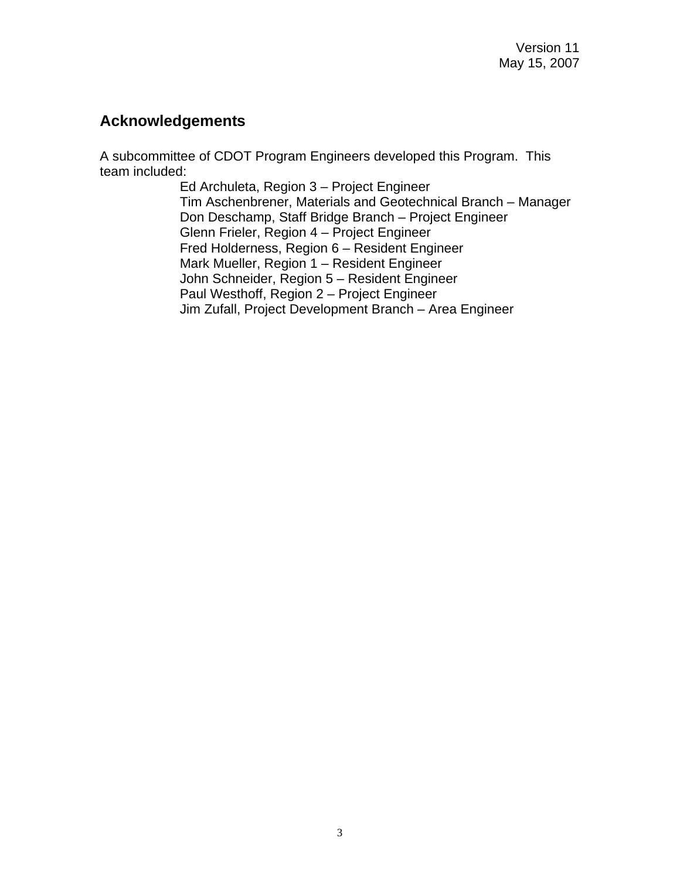Version 11
May 15, 2007

## Acknowledgements

A subcommittee of CDOT Program Engineers developed this Program. This team included:

Ed Archuleta, Region 3 – Project Engineer
Tim Aschenbrener, Materials and Geotechnical Branch – Manager
Don Deschamp, Staff Bridge Branch – Project Engineer
Glenn Frieler, Region 4 – Project Engineer
Fred Holderness, Region 6 – Resident Engineer
Mark Mueller, Region 1 – Resident Engineer
John Schneider, Region 5 – Resident Engineer
Paul Westhoff, Region 2 – Project Engineer
Jim Zufall, Project Development Branch – Area Engineer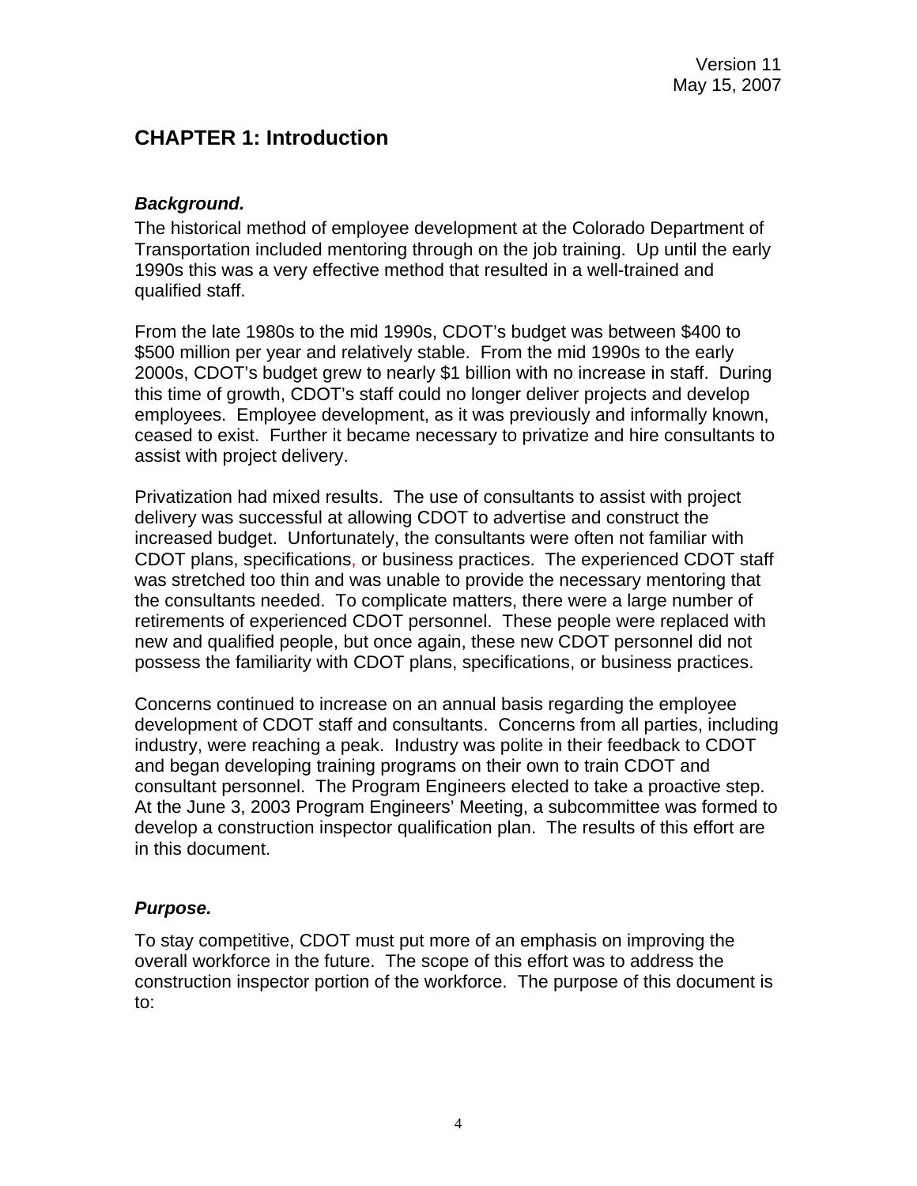# CHAPTER 1: Introduction

***Background.***

The historical method of employee development at the Colorado Department of Transportation included mentoring through on the job training. Up until the early 1990s this was a very effective method that resulted in a well-trained and qualified staff.

From the late 1980s to the mid 1990s, CDOT's budget was between $400 to $500 million per year and relatively stable. From the mid 1990s to the early 2000s, CDOT's budget grew to nearly $1 billion with no increase in staff. During this time of growth, CDOT's staff could no longer deliver projects and develop employees. Employee development, as it was previously and informally known, ceased to exist. Further it became necessary to privatize and hire consultants to assist with project delivery.

Privatization had mixed results. The use of consultants to assist with project delivery was successful at allowing CDOT to advertise and construct the increased budget. Unfortunately, the consultants were often not familiar with CDOT plans, specifications, or business practices. The experienced CDOT staff was stretched too thin and was unable to provide the necessary mentoring that the consultants needed. To complicate matters, there were a large number of retirements of experienced CDOT personnel. These people were replaced with new and qualified people, but once again, these new CDOT personnel did not possess the familiarity with CDOT plans, specifications, or business practices.

Concerns continued to increase on an annual basis regarding the employee development of CDOT staff and consultants. Concerns from all parties, including industry, were reaching a peak. Industry was polite in their feedback to CDOT and began developing training programs on their own to train CDOT and consultant personnel. The Program Engineers elected to take a proactive step. At the June 3, 2003 Program Engineers' Meeting, a subcommittee was formed to develop a construction inspector qualification plan. The results of this effort are in this document.

***Purpose.***

To stay competitive, CDOT must put more of an emphasis on improving the overall workforce in the future. The scope of this effort was to address the construction inspector portion of the workforce. The purpose of this document is to: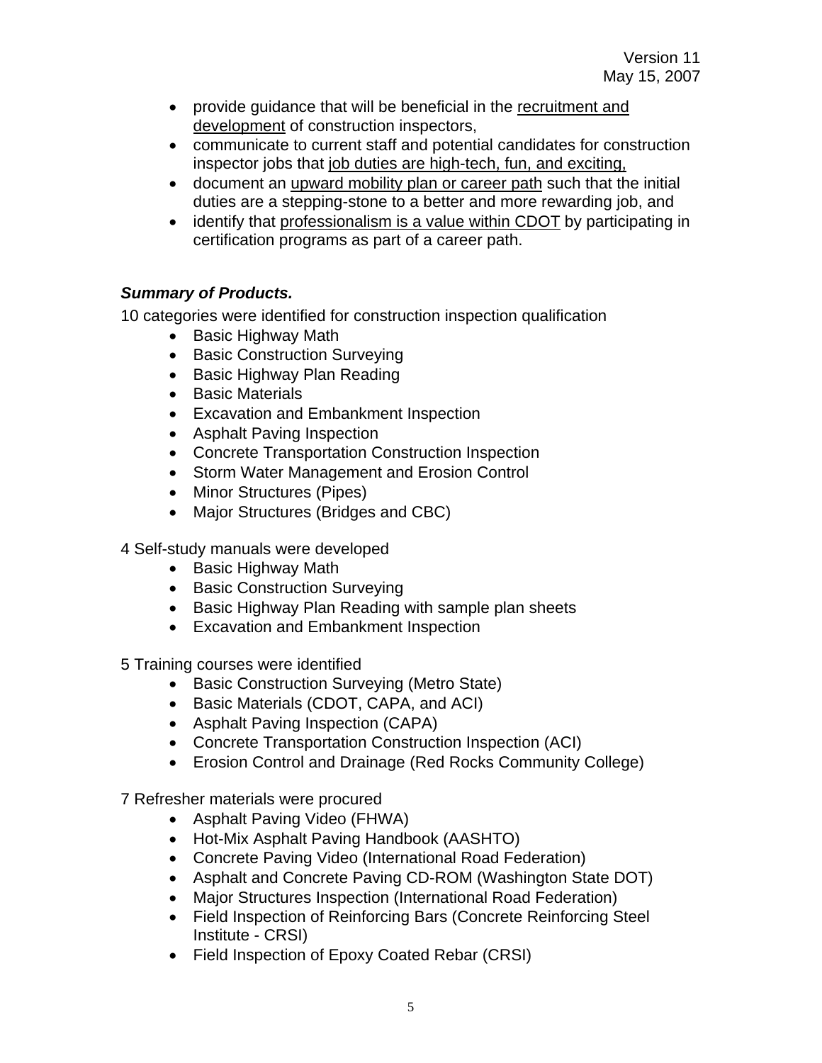- provide guidance that will be beneficial in the <u>recruitment and development</u> of construction inspectors,
- communicate to current staff and potential candidates for construction inspector jobs that <u>job duties are high-tech, fun, and exciting,</u>
- document an <u>upward mobility plan or career path</u> such that the initial duties are a stepping-stone to a better and more rewarding job, and
- identify that <u>professionalism is a value within CDOT</u> by participating in certification programs as part of a career path.

***Summary of Products.***

10 categories were identified for construction inspection qualification

- Basic Highway Math
- Basic Construction Surveying
- Basic Highway Plan Reading
- Basic Materials
- Excavation and Embankment Inspection
- Asphalt Paving Inspection
- Concrete Transportation Construction Inspection
- Storm Water Management and Erosion Control
- Minor Structures (Pipes)
- Major Structures (Bridges and CBC)

4 Self-study manuals were developed

- Basic Highway Math
- Basic Construction Surveying
- Basic Highway Plan Reading with sample plan sheets
- Excavation and Embankment Inspection

5 Training courses were identified

- Basic Construction Surveying (Metro State)
- Basic Materials (CDOT, CAPA, and ACI)
- Asphalt Paving Inspection (CAPA)
- Concrete Transportation Construction Inspection (ACI)
- Erosion Control and Drainage (Red Rocks Community College)

7 Refresher materials were procured

- Asphalt Paving Video (FHWA)
- Hot-Mix Asphalt Paving Handbook (AASHTO)
- Concrete Paving Video (International Road Federation)
- Asphalt and Concrete Paving CD-ROM (Washington State DOT)
- Major Structures Inspection (International Road Federation)
- Field Inspection of Reinforcing Bars (Concrete Reinforcing Steel Institute - CRSI)
- Field Inspection of Epoxy Coated Rebar (CRSI)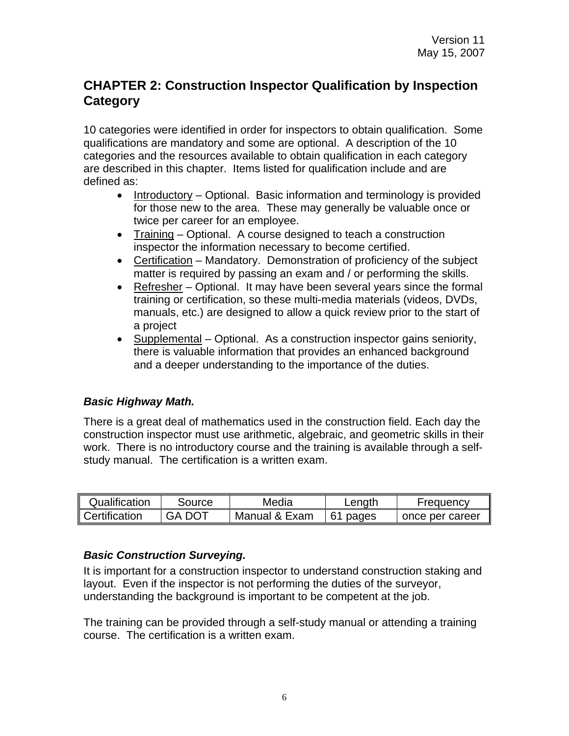## CHAPTER 2: Construction Inspector Qualification by Inspection Category

10 categories were identified in order for inspectors to obtain qualification. Some qualifications are mandatory and some are optional. A description of the 10 categories and the resources available to obtain qualification in each category are described in this chapter. Items listed for qualification include and are defined as:

- Introductory – Optional. Basic information and terminology is provided for those new to the area. These may generally be valuable once or twice per career for an employee.
- Training – Optional. A course designed to teach a construction inspector the information necessary to become certified.
- Certification – Mandatory. Demonstration of proficiency of the subject matter is required by passing an exam and / or performing the skills.
- Refresher – Optional. It may have been several years since the formal training or certification, so these multi-media materials (videos, DVDs, manuals, etc.) are designed to allow a quick review prior to the start of a project
- Supplemental – Optional. As a construction inspector gains seniority, there is valuable information that provides an enhanced background and a deeper understanding to the importance of the duties.

### *Basic Highway Math.*

There is a great deal of mathematics used in the construction field. Each day the construction inspector must use arithmetic, algebraic, and geometric skills in their work. There is no introductory course and the training is available through a self-study manual. The certification is a written exam.

| Qualification | Source | Media | Length | Frequency |
|---|---|---|---|---|
| Certification | GA DOT | Manual & Exam | 61 pages | once per career |

### *Basic Construction Surveying.*

It is important for a construction inspector to understand construction staking and layout. Even if the inspector is not performing the duties of the surveyor, understanding the background is important to be competent at the job.

The training can be provided through a self-study manual or attending a training course. The certification is a written exam.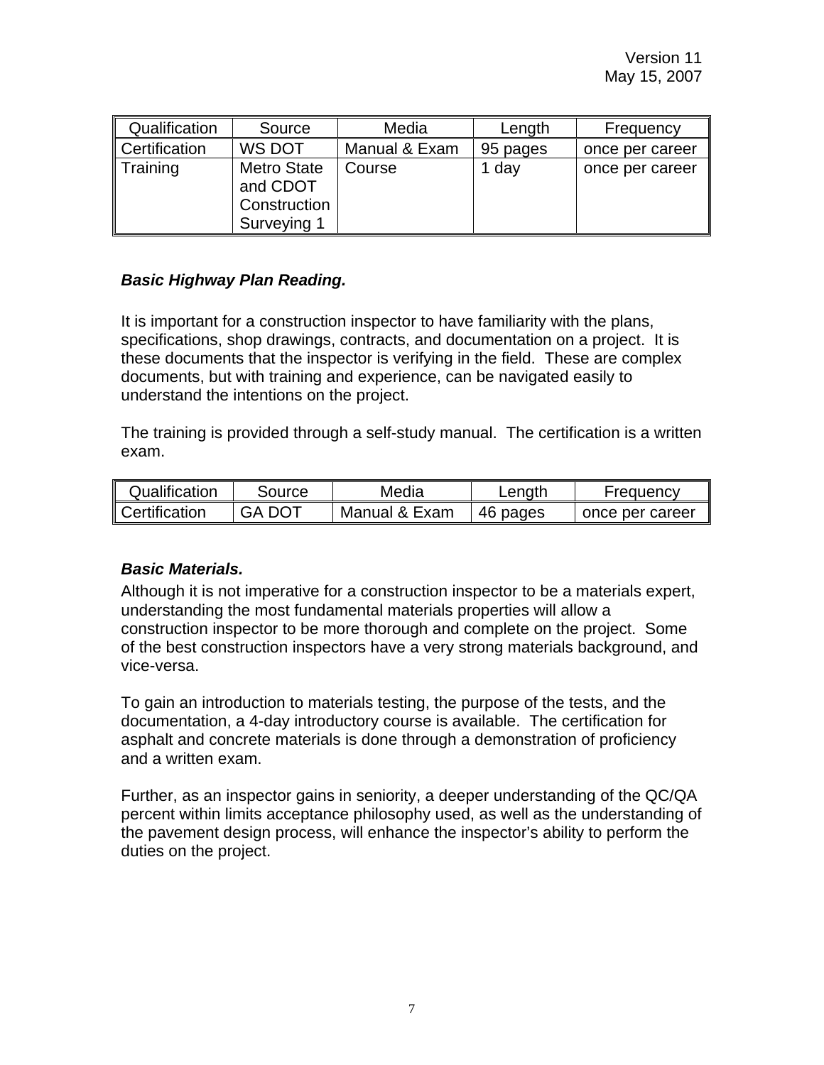| Qualification | Source | Media | Length | Frequency |
|---|---|---|---|---|
| Certification | WS DOT | Manual & Exam | 95 pages | once per career |
| Training | Metro State and CDOT Construction Surveying 1 | Course | 1 day | once per career |

### ***Basic Highway Plan Reading.***

It is important for a construction inspector to have familiarity with the plans, specifications, shop drawings, contracts, and documentation on a project. It is these documents that the inspector is verifying in the field. These are complex documents, but with training and experience, can be navigated easily to understand the intentions on the project.

The training is provided through a self-study manual. The certification is a written exam.

| Qualification | Source | Media | Length | Frequency |
|---|---|---|---|---|
| Certification | GA DOT | Manual & Exam | 46 pages | once per career |

### ***Basic Materials.***

Although it is not imperative for a construction inspector to be a materials expert, understanding the most fundamental materials properties will allow a construction inspector to be more thorough and complete on the project. Some of the best construction inspectors have a very strong materials background, and vice-versa.

To gain an introduction to materials testing, the purpose of the tests, and the documentation, a 4-day introductory course is available. The certification for asphalt and concrete materials is done through a demonstration of proficiency and a written exam.

Further, as an inspector gains in seniority, a deeper understanding of the QC/QA percent within limits acceptance philosophy used, as well as the understanding of the pavement design process, will enhance the inspector's ability to perform the duties on the project.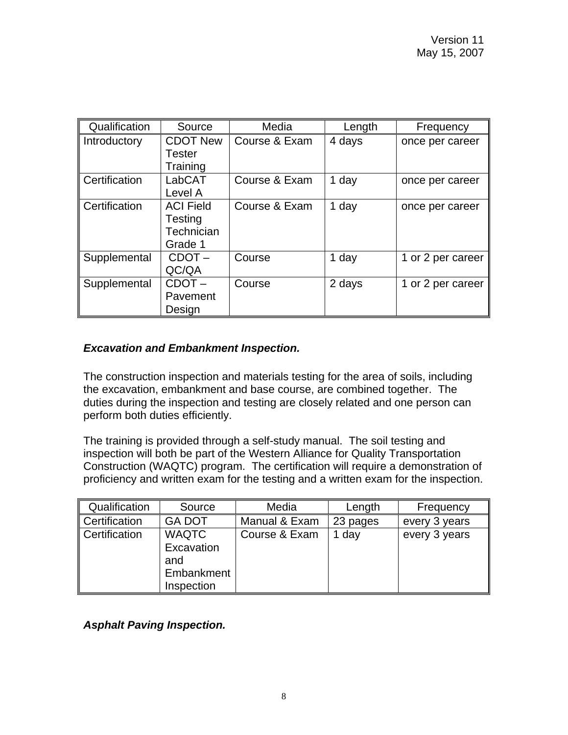| Qualification | Source | Media | Length | Frequency |
|---|---|---|---|---|
| Introductory | CDOT New Tester Training | Course & Exam | 4 days | once per career |
| Certification | LabCAT Level A | Course & Exam | 1 day | once per career |
| Certification | ACI Field Testing Technician Grade 1 | Course & Exam | 1 day | once per career |
| Supplemental | CDOT – QC/QA | Course | 1 day | 1 or 2 per career |
| Supplemental | CDOT – Pavement Design | Course | 2 days | 1 or 2 per career |

***Excavation and Embankment Inspection.***

The construction inspection and materials testing for the area of soils, including the excavation, embankment and base course, are combined together. The duties during the inspection and testing are closely related and one person can perform both duties efficiently.

The training is provided through a self-study manual. The soil testing and inspection will both be part of the Western Alliance for Quality Transportation Construction (WAQTC) program. The certification will require a demonstration of proficiency and written exam for the testing and a written exam for the inspection.

| Qualification | Source | Media | Length | Frequency |
|---|---|---|---|---|
| Certification | GA DOT | Manual & Exam | 23 pages | every 3 years |
| Certification | WAQTC Excavation and Embankment Inspection | Course & Exam | 1 day | every 3 years |

***Asphalt Paving Inspection.***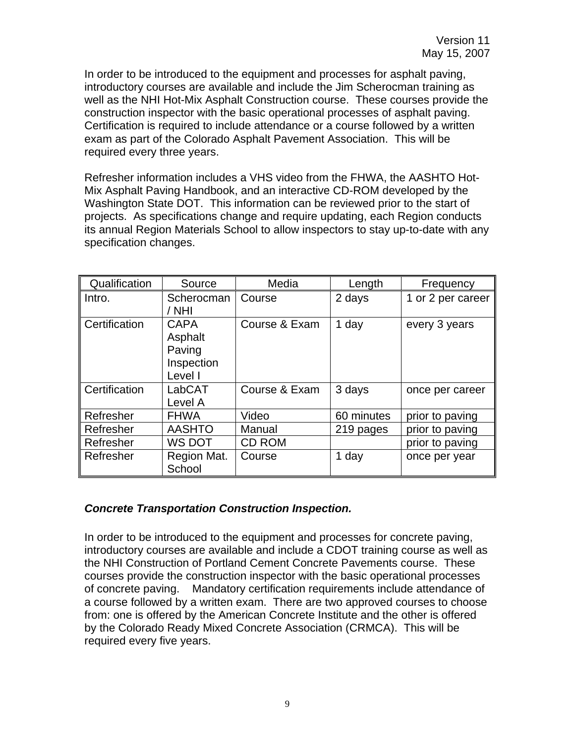In order to be introduced to the equipment and processes for asphalt paving, introductory courses are available and include the Jim Scherocman training as well as the NHI Hot-Mix Asphalt Construction course. These courses provide the construction inspector with the basic operational processes of asphalt paving. Certification is required to include attendance or a course followed by a written exam as part of the Colorado Asphalt Pavement Association. This will be required every three years.

Refresher information includes a VHS video from the FHWA, the AASHTO Hot-Mix Asphalt Paving Handbook, and an interactive CD-ROM developed by the Washington State DOT. This information can be reviewed prior to the start of projects. As specifications change and require updating, each Region conducts its annual Region Materials School to allow inspectors to stay up-to-date with any specification changes.

| Qualification | Source | Media | Length | Frequency |
|---|---|---|---|---|
| Intro. | Scherocman / NHI | Course | 2 days | 1 or 2 per career |
| Certification | CAPA Asphalt Paving Inspection Level I | Course & Exam | 1 day | every 3 years |
| Certification | LabCAT Level A | Course & Exam | 3 days | once per career |
| Refresher | FHWA | Video | 60 minutes | prior to paving |
| Refresher | AASHTO | Manual | 219 pages | prior to paving |
| Refresher | WS DOT | CD ROM | | prior to paving |
| Refresher | Region Mat. School | Course | 1 day | once per year |

***Concrete Transportation Construction Inspection.***

In order to be introduced to the equipment and processes for concrete paving, introductory courses are available and include a CDOT training course as well as the NHI Construction of Portland Cement Concrete Pavements course. These courses provide the construction inspector with the basic operational processes of concrete paving. Mandatory certification requirements include attendance of a course followed by a written exam. There are two approved courses to choose from: one is offered by the American Concrete Institute and the other is offered by the Colorado Ready Mixed Concrete Association (CRMCA). This will be required every five years.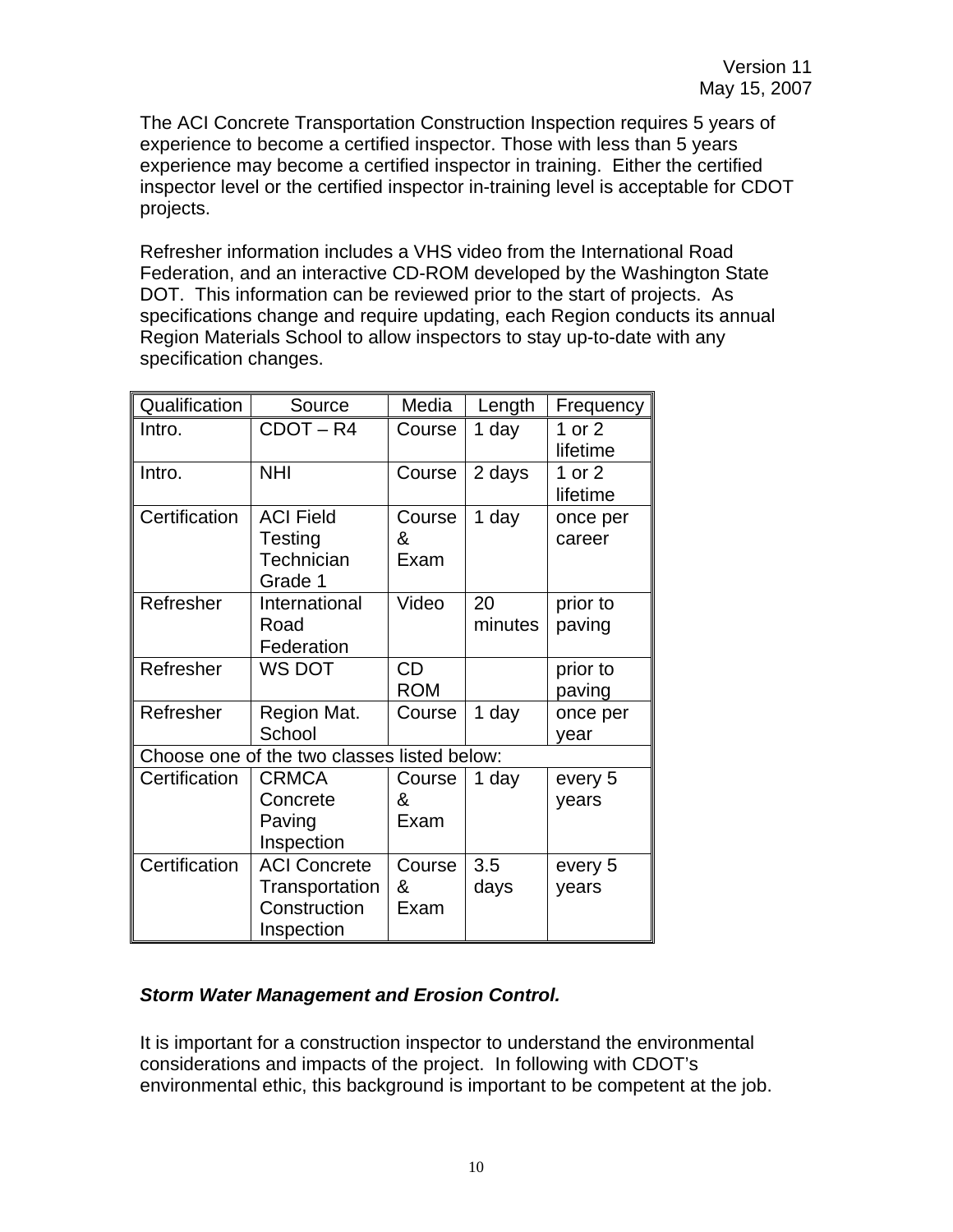The ACI Concrete Transportation Construction Inspection requires 5 years of experience to become a certified inspector. Those with less than 5 years experience may become a certified inspector in training. Either the certified inspector level or the certified inspector in-training level is acceptable for CDOT projects.

Refresher information includes a VHS video from the International Road Federation, and an interactive CD-ROM developed by the Washington State DOT. This information can be reviewed prior to the start of projects. As specifications change and require updating, each Region conducts its annual Region Materials School to allow inspectors to stay up-to-date with any specification changes.

| Qualification | Source | Media | Length | Frequency |
|---|---|---|---|---|
| Intro. | CDOT – R4 | Course | 1 day | 1 or 2 lifetime |
| Intro. | NHI | Course | 2 days | 1 or 2 lifetime |
| Certification | ACI Field Testing Technician Grade 1 | Course & Exam | 1 day | once per career |
| Refresher | International Road Federation | Video | 20 minutes | prior to paving |
| Refresher | WS DOT | CD ROM | | prior to paving |
| Refresher | Region Mat. School | Course | 1 day | once per year |
| Choose one of the two classes listed below: | | | | |
| Certification | CRMCA Concrete Paving Inspection | Course & Exam | 1 day | every 5 years |
| Certification | ACI Concrete Transportation Construction Inspection | Course & Exam | 3.5 days | every 5 years |

***Storm Water Management and Erosion Control.***

It is important for a construction inspector to understand the environmental considerations and impacts of the project. In following with CDOT's environmental ethic, this background is important to be competent at the job.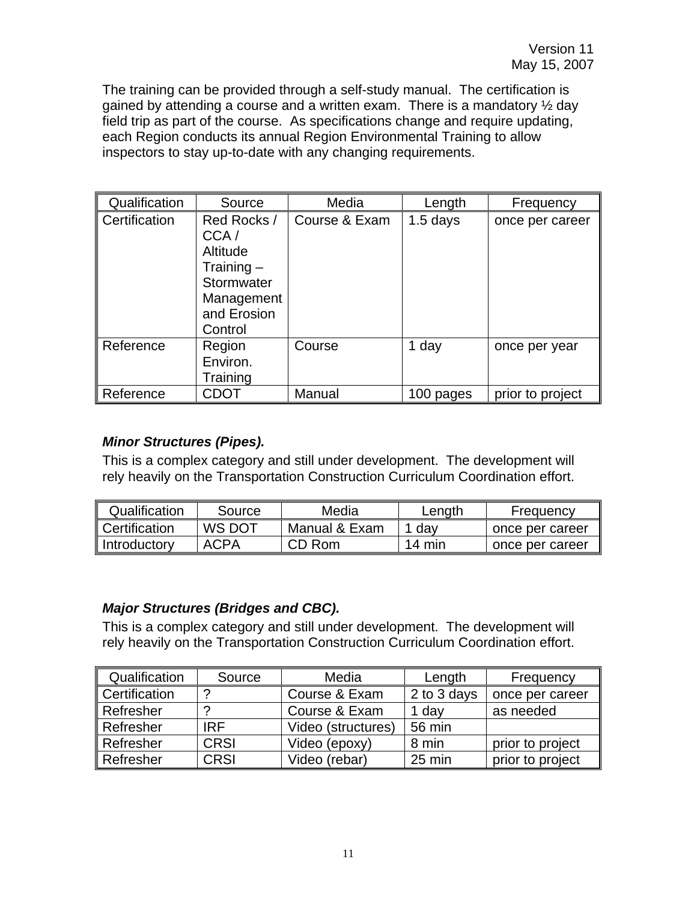The training can be provided through a self-study manual. The certification is gained by attending a course and a written exam. There is a mandatory ½ day field trip as part of the course. As specifications change and require updating, each Region conducts its annual Region Environmental Training to allow inspectors to stay up-to-date with any changing requirements.

| Qualification | Source | Media | Length | Frequency |
|---|---|---|---|---|
| Certification | Red Rocks / CCA / Altitude Training – Stormwater Management and Erosion Control | Course & Exam | 1.5 days | once per career |
| Reference | Region Environ. Training | Course | 1 day | once per year |
| Reference | CDOT | Manual | 100 pages | prior to project |

***Minor Structures (Pipes).***

This is a complex category and still under development. The development will rely heavily on the Transportation Construction Curriculum Coordination effort.

| Qualification | Source | Media | Length | Frequency |
|---|---|---|---|---|
| Certification | WS DOT | Manual & Exam | 1 day | once per career |
| Introductory | ACPA | CD Rom | 14 min | once per career |

***Major Structures (Bridges and CBC).***

This is a complex category and still under development. The development will rely heavily on the Transportation Construction Curriculum Coordination effort.

| Qualification | Source | Media | Length | Frequency |
|---|---|---|---|---|
| Certification | ? | Course & Exam | 2 to 3 days | once per career |
| Refresher | ? | Course & Exam | 1 day | as needed |
| Refresher | IRF | Video (structures) | 56 min | |
| Refresher | CRSI | Video (epoxy) | 8 min | prior to project |
| Refresher | CRSI | Video (rebar) | 25 min | prior to project |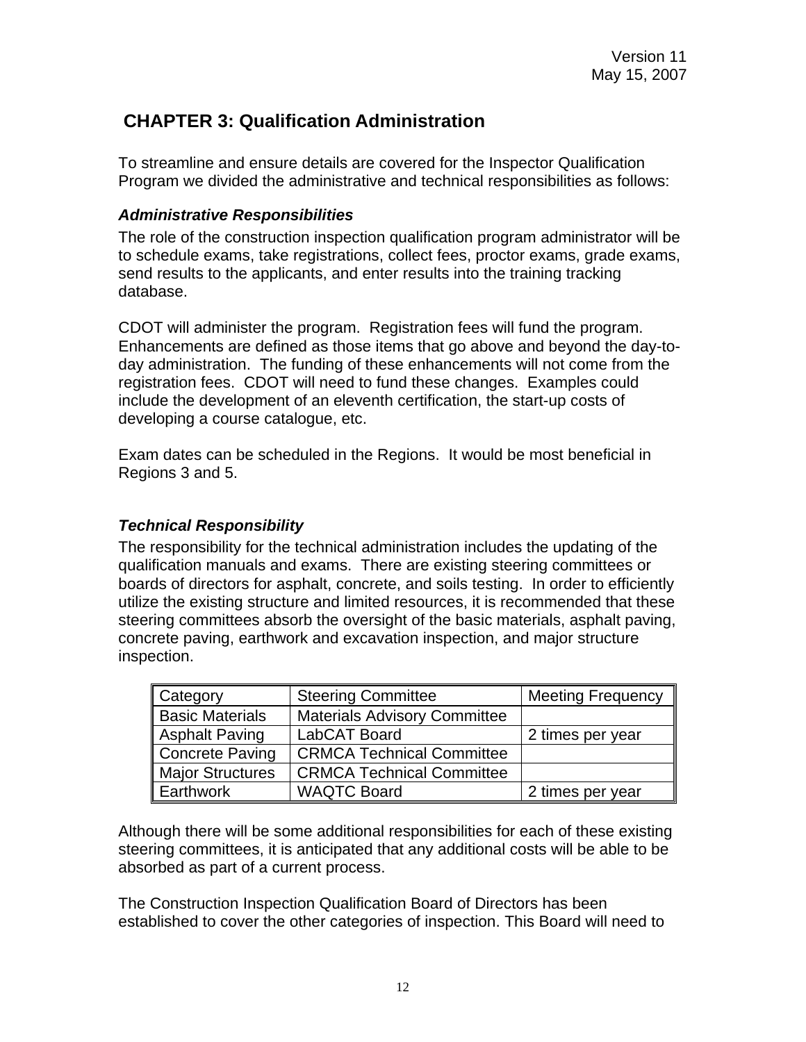# CHAPTER 3: Qualification Administration

To streamline and ensure details are covered for the Inspector Qualification Program we divided the administrative and technical responsibilities as follows:

### *Administrative Responsibilities*

The role of the construction inspection qualification program administrator will be to schedule exams, take registrations, collect fees, proctor exams, grade exams, send results to the applicants, and enter results into the training tracking database.

CDOT will administer the program. Registration fees will fund the program. Enhancements are defined as those items that go above and beyond the day-to-day administration. The funding of these enhancements will not come from the registration fees. CDOT will need to fund these changes. Examples could include the development of an eleventh certification, the start-up costs of developing a course catalogue, etc.

Exam dates can be scheduled in the Regions. It would be most beneficial in Regions 3 and 5.

### *Technical Responsibility*

The responsibility for the technical administration includes the updating of the qualification manuals and exams. There are existing steering committees or boards of directors for asphalt, concrete, and soils testing. In order to efficiently utilize the existing structure and limited resources, it is recommended that these steering committees absorb the oversight of the basic materials, asphalt paving, concrete paving, earthwork and excavation inspection, and major structure inspection.

| Category | Steering Committee | Meeting Frequency |
|---|---|---|
| Basic Materials | Materials Advisory Committee | |
| Asphalt Paving | LabCAT Board | 2 times per year |
| Concrete Paving | CRMCA Technical Committee | |
| Major Structures | CRMCA Technical Committee | |
| Earthwork | WAQTC Board | 2 times per year |

Although there will be some additional responsibilities for each of these existing steering committees, it is anticipated that any additional costs will be able to be absorbed as part of a current process.

The Construction Inspection Qualification Board of Directors has been established to cover the other categories of inspection. This Board will need to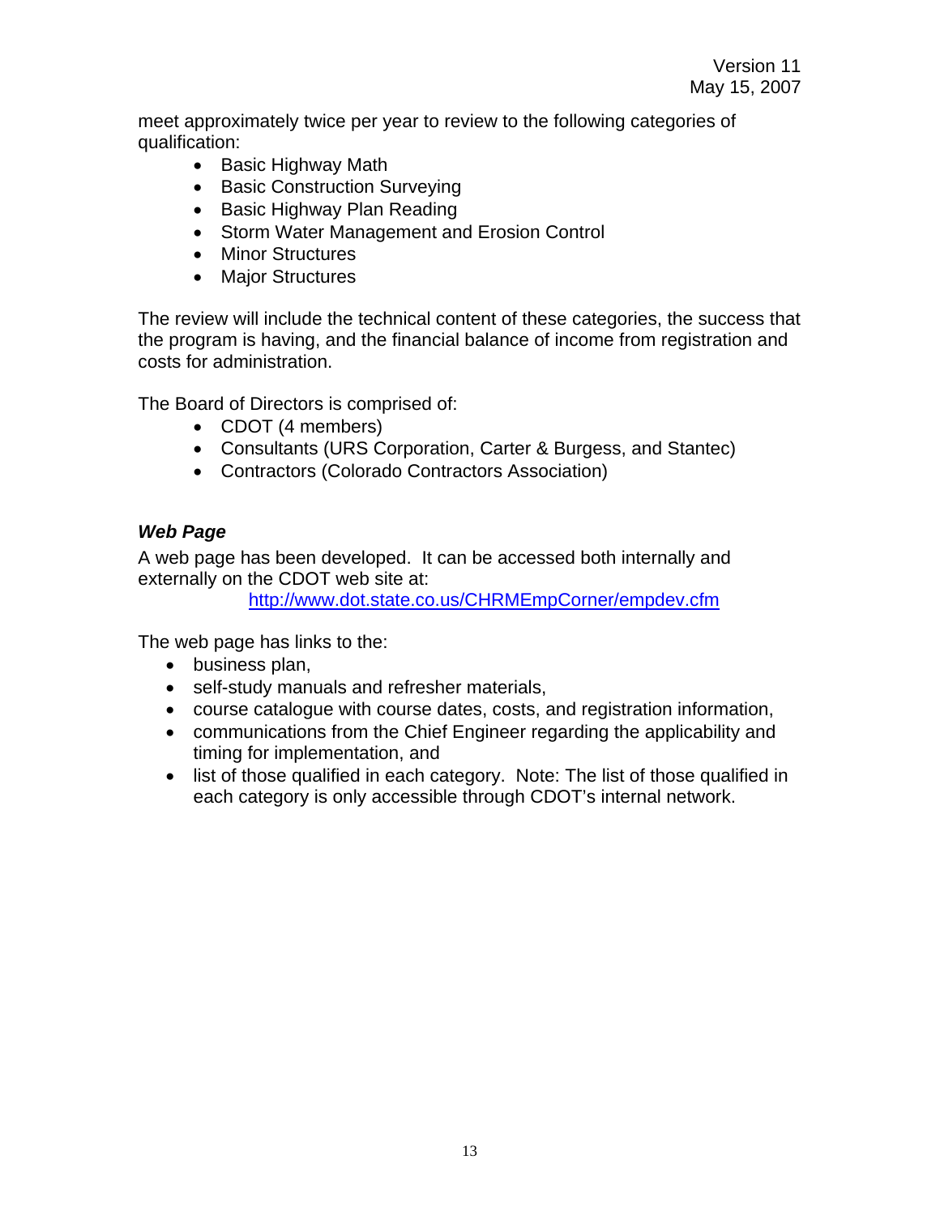meet approximately twice per year to review to the following categories of qualification:

- Basic Highway Math
- Basic Construction Surveying
- Basic Highway Plan Reading
- Storm Water Management and Erosion Control
- Minor Structures
- Major Structures

The review will include the technical content of these categories, the success that the program is having, and the financial balance of income from registration and costs for administration.

The Board of Directors is comprised of:

- CDOT (4 members)
- Consultants (URS Corporation, Carter & Burgess, and Stantec)
- Contractors (Colorado Contractors Association)

### *Web Page*

A web page has been developed. It can be accessed both internally and externally on the CDOT web site at:

http://www.dot.state.co.us/CHRMEmpCorner/empdev.cfm

The web page has links to the:

- business plan,
- self-study manuals and refresher materials,
- course catalogue with course dates, costs, and registration information,
- communications from the Chief Engineer regarding the applicability and timing for implementation, and
- list of those qualified in each category. Note: The list of those qualified in each category is only accessible through CDOT's internal network.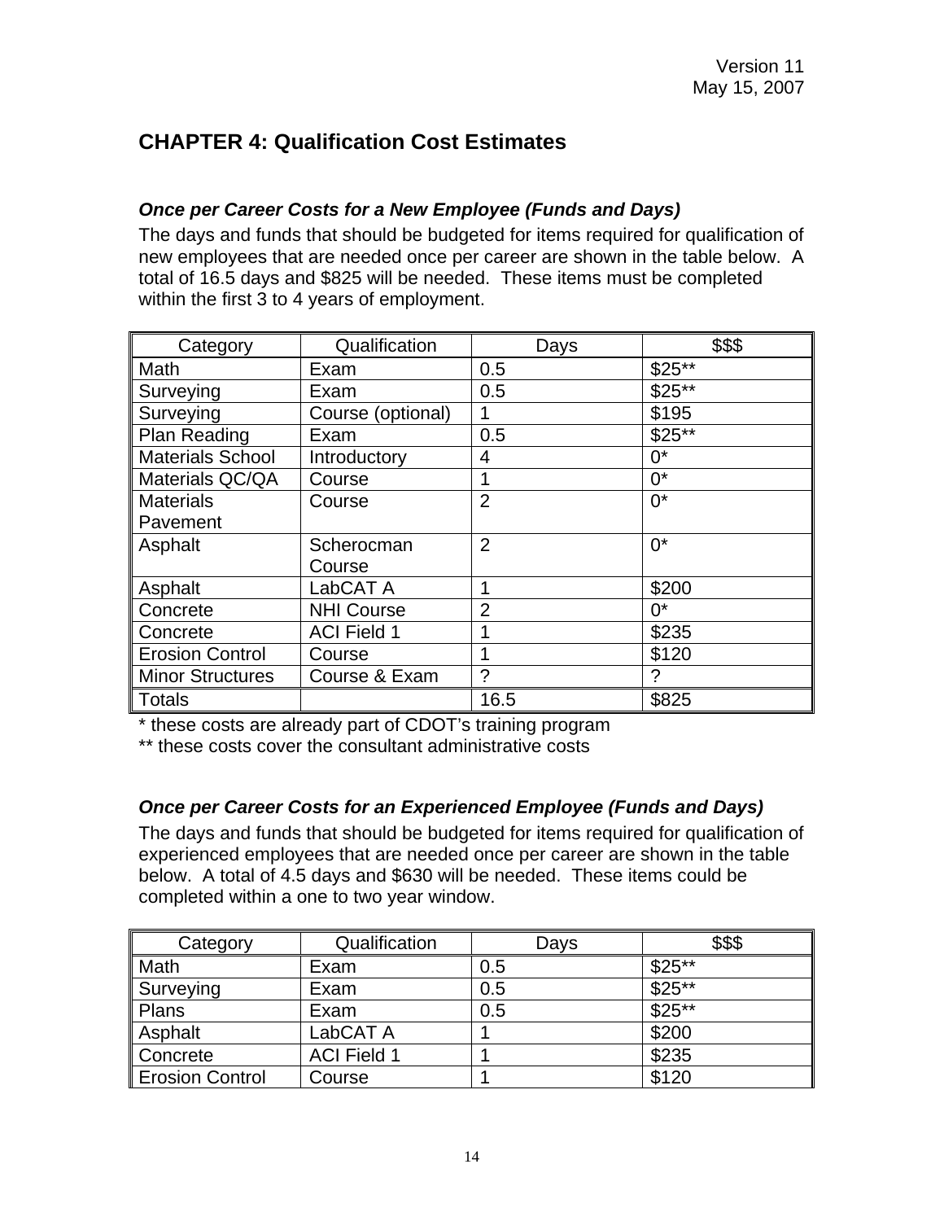Version 11
May 15, 2007

# CHAPTER 4: Qualification Cost Estimates

### *Once per Career Costs for a New Employee (Funds and Days)*

The days and funds that should be budgeted for items required for qualification of new employees that are needed once per career are shown in the table below. A total of 16.5 days and $825 will be needed. These items must be completed within the first 3 to 4 years of employment.

| Category | Qualification | Days | $$$ |
|---|---|---|---|
| Math | Exam | 0.5 | $25** |
| Surveying | Exam | 0.5 | $25** |
| Surveying | Course (optional) | 1 | $195 |
| Plan Reading | Exam | 0.5 | $25** |
| Materials School | Introductory | 4 | 0* |
| Materials QC/QA | Course | 1 | 0* |
| Materials Pavement | Course | 2 | 0* |
| Asphalt | Scherocman Course | 2 | 0* |
| Asphalt | LabCAT A | 1 | $200 |
| Concrete | NHI Course | 2 | 0* |
| Concrete | ACI Field 1 | 1 | $235 |
| Erosion Control | Course | 1 | $120 |
| Minor Structures | Course & Exam | ? | ? |
| Totals | | 16.5 | $825 |

* these costs are already part of CDOT's training program
** these costs cover the consultant administrative costs

### *Once per Career Costs for an Experienced Employee (Funds and Days)*

The days and funds that should be budgeted for items required for qualification of experienced employees that are needed once per career are shown in the table below. A total of 4.5 days and $630 will be needed. These items could be completed within a one to two year window.

| Category | Qualification | Days | $$$ |
|---|---|---|---|
| Math | Exam | 0.5 | $25** |
| Surveying | Exam | 0.5 | $25** |
| Plans | Exam | 0.5 | $25** |
| Asphalt | LabCAT A | 1 | $200 |
| Concrete | ACI Field 1 | 1 | $235 |
| Erosion Control | Course | 1 | $120 |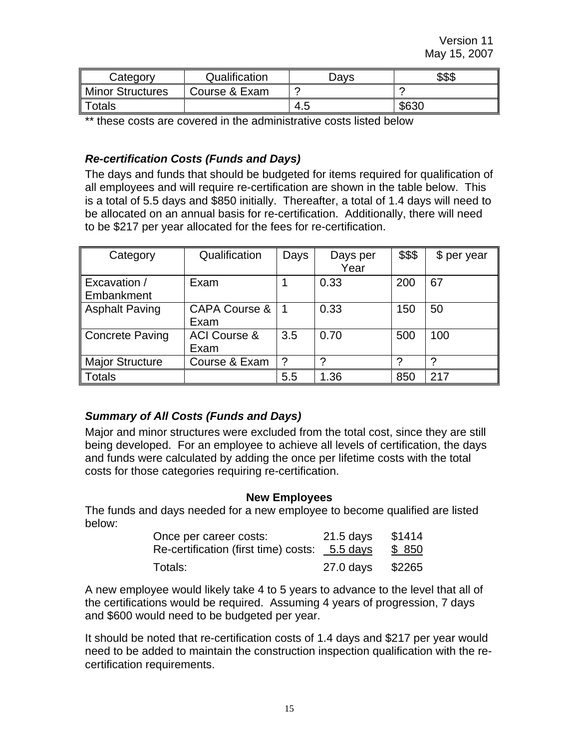Version 11
May 15, 2007

| Category | Qualification | Days | $$$ |
|---|---|---|---|
| Minor Structures | Course & Exam | ? | ? |
| Totals | | 4.5 | $630 |

** these costs are covered in the administrative costs listed below

### *Re-certification Costs (Funds and Days)*

The days and funds that should be budgeted for items required for qualification of all employees and will require re-certification are shown in the table below. This is a total of 5.5 days and $850 initially. Thereafter, a total of 1.4 days will need to be allocated on an annual basis for re-certification. Additionally, there will need to be $217 per year allocated for the fees for re-certification.

| Category | Qualification | Days | Days per Year | $$$ | $ per year |
|---|---|---|---|---|---|
| Excavation / Embankment | Exam | 1 | 0.33 | 200 | 67 |
| Asphalt Paving | CAPA Course & Exam | 1 | 0.33 | 150 | 50 |
| Concrete Paving | ACI Course & Exam | 3.5 | 0.70 | 500 | 100 |
| Major Structure | Course & Exam | ? | ? | ? | ? |
| Totals | | 5.5 | 1.36 | 850 | 217 |

### *Summary of All Costs (Funds and Days)*

Major and minor structures were excluded from the total cost, since they are still being developed. For an employee to achieve all levels of certification, the days and funds were calculated by adding the once per lifetime costs with the total costs for those categories requiring re-certification.

**New Employees**

The funds and days needed for a new employee to become qualified are listed below:

| | | |
|---|---|---|
| Once per career costs: | 21.5 days | $1414 |
| Re-certification (first time) costs: | 5.5 days | $ 850 |
| Totals: | 27.0 days | $2265 |

A new employee would likely take 4 to 5 years to advance to the level that all of the certifications would be required. Assuming 4 years of progression, 7 days and $600 would need to be budgeted per year.

It should be noted that re-certification costs of 1.4 days and $217 per year would need to be added to maintain the construction inspection qualification with the re-certification requirements.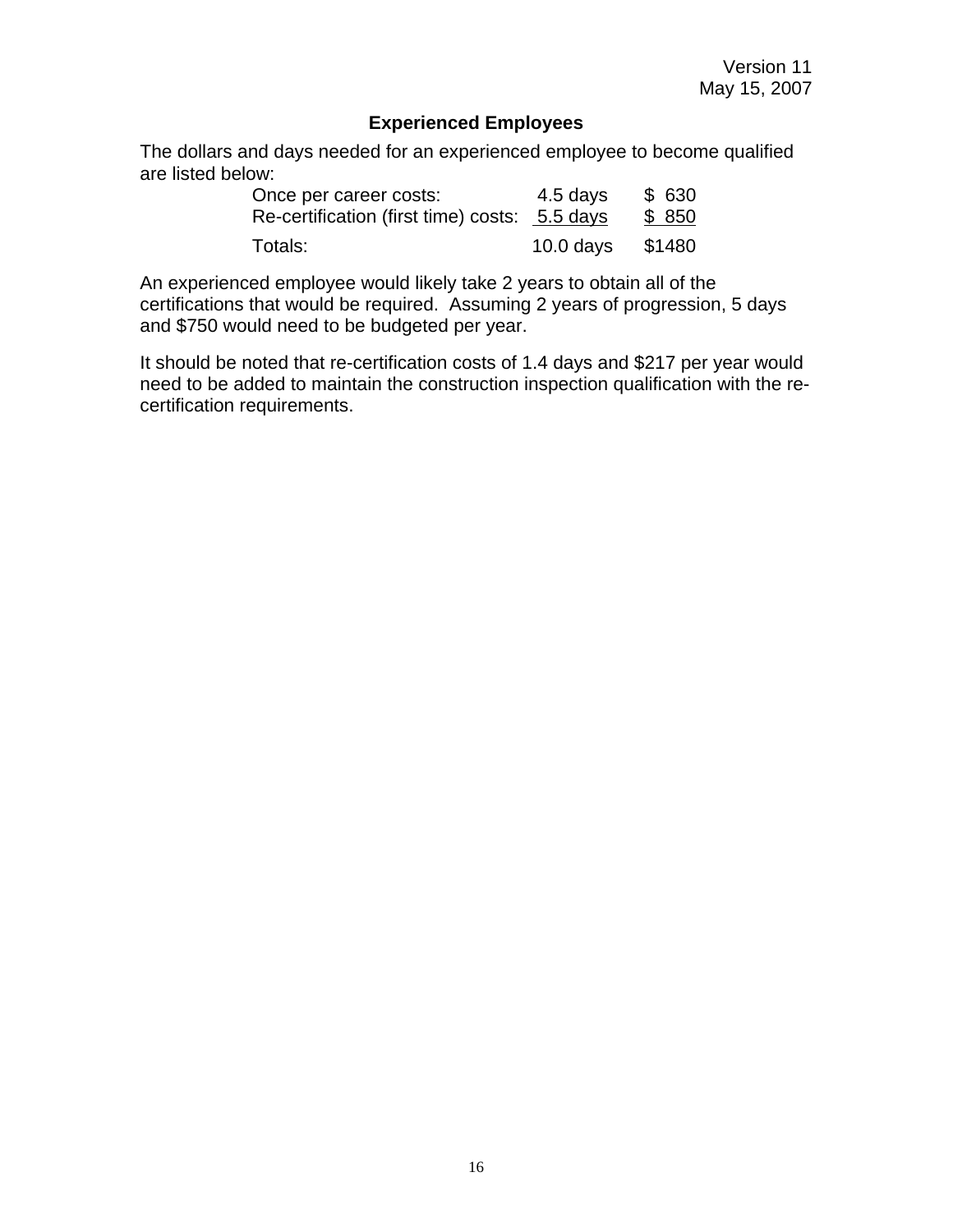Version 11
May 15, 2007

## Experienced Employees

The dollars and days needed for an experienced employee to become qualified are listed below:

| | | |
|---|---|---|
| Once per career costs: | 4.5 days | $ 630 |
| Re-certification (first time) costs: | 5.5 days | $ 850 |
| Totals: | 10.0 days | $1480 |

An experienced employee would likely take 2 years to obtain all of the certifications that would be required. Assuming 2 years of progression, 5 days and $750 would need to be budgeted per year.

It should be noted that re-certification costs of 1.4 days and $217 per year would need to be added to maintain the construction inspection qualification with the re-certification requirements.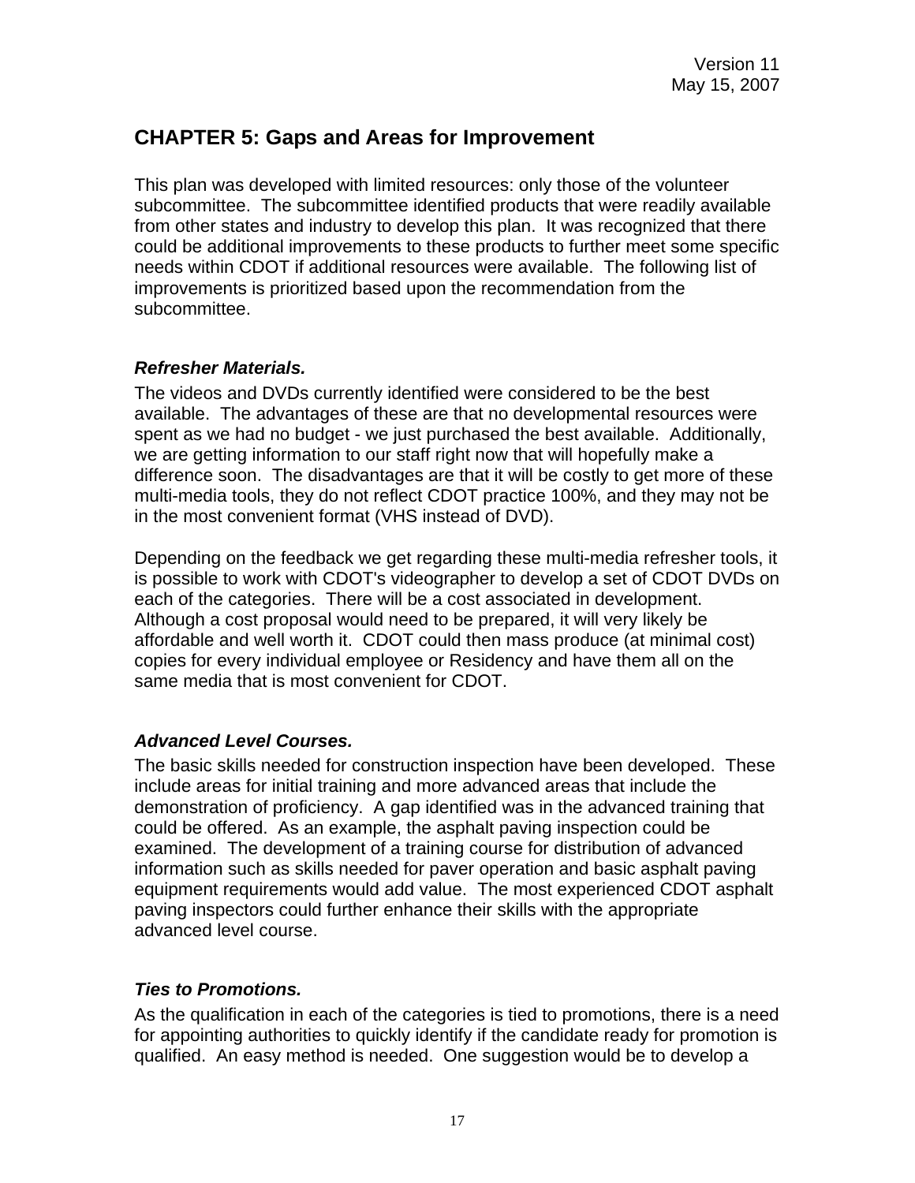Version 11
May 15, 2007

# CHAPTER 5: Gaps and Areas for Improvement

This plan was developed with limited resources: only those of the volunteer subcommittee. The subcommittee identified products that were readily available from other states and industry to develop this plan. It was recognized that there could be additional improvements to these products to further meet some specific needs within CDOT if additional resources were available. The following list of improvements is prioritized based upon the recommendation from the subcommittee.

### *Refresher Materials.*

The videos and DVDs currently identified were considered to be the best available. The advantages of these are that no developmental resources were spent as we had no budget - we just purchased the best available. Additionally, we are getting information to our staff right now that will hopefully make a difference soon. The disadvantages are that it will be costly to get more of these multi-media tools, they do not reflect CDOT practice 100%, and they may not be in the most convenient format (VHS instead of DVD).

Depending on the feedback we get regarding these multi-media refresher tools, it is possible to work with CDOT's videographer to develop a set of CDOT DVDs on each of the categories. There will be a cost associated in development. Although a cost proposal would need to be prepared, it will very likely be affordable and well worth it. CDOT could then mass produce (at minimal cost) copies for every individual employee or Residency and have them all on the same media that is most convenient for CDOT.

### *Advanced Level Courses.*

The basic skills needed for construction inspection have been developed. These include areas for initial training and more advanced areas that include the demonstration of proficiency. A gap identified was in the advanced training that could be offered. As an example, the asphalt paving inspection could be examined. The development of a training course for distribution of advanced information such as skills needed for paver operation and basic asphalt paving equipment requirements would add value. The most experienced CDOT asphalt paving inspectors could further enhance their skills with the appropriate advanced level course.

### *Ties to Promotions.*

As the qualification in each of the categories is tied to promotions, there is a need for appointing authorities to quickly identify if the candidate ready for promotion is qualified. An easy method is needed. One suggestion would be to develop a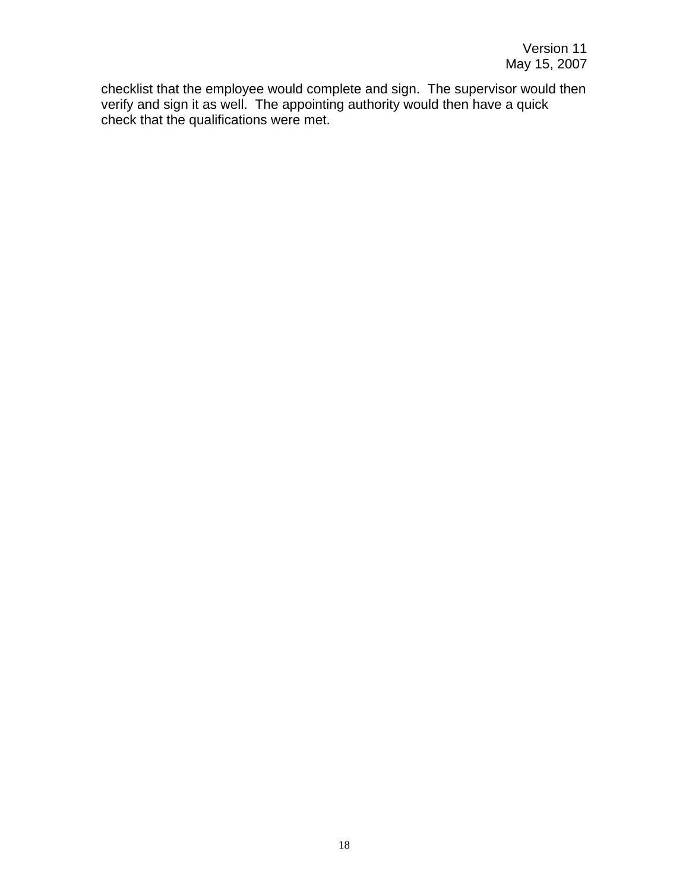checklist that the employee would complete and sign. The supervisor would then verify and sign it as well. The appointing authority would then have a quick check that the qualifications were met.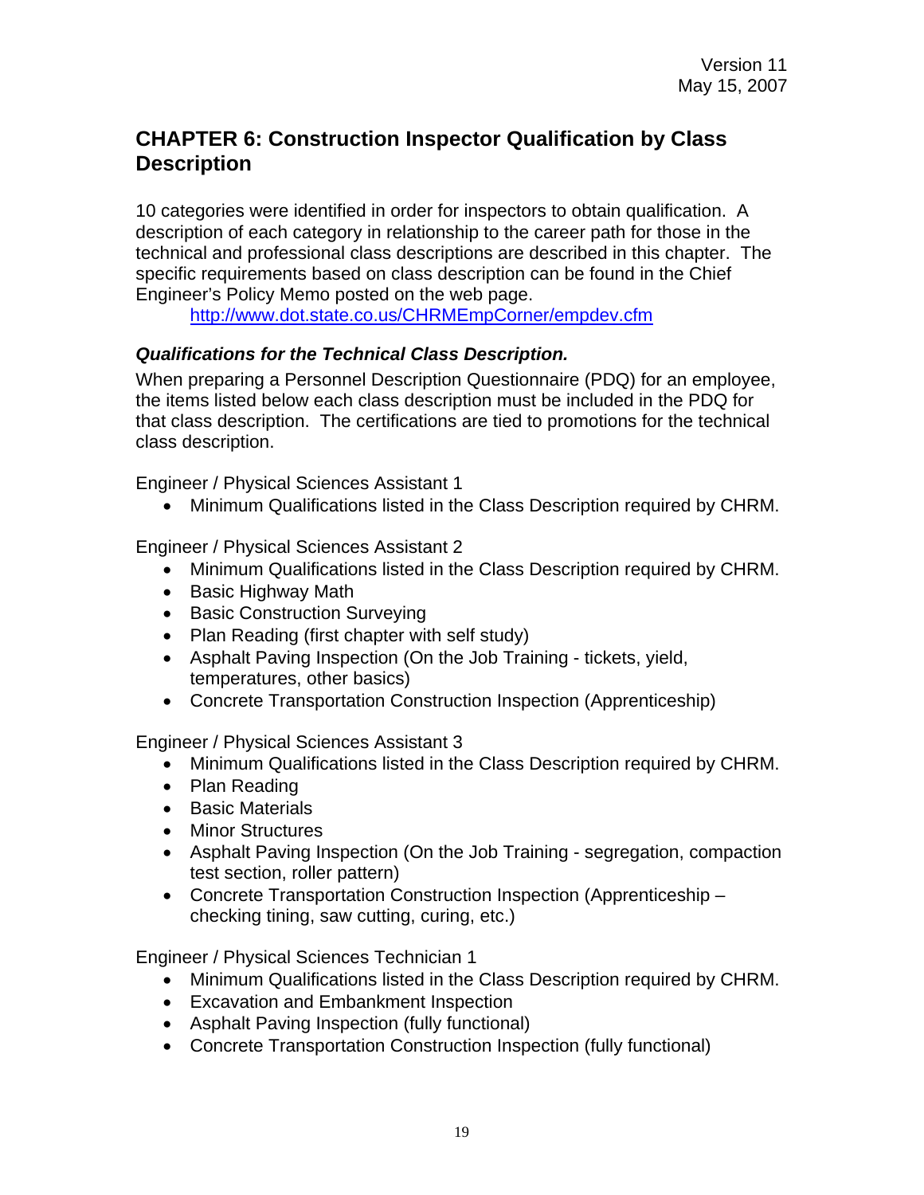## CHAPTER 6: Construction Inspector Qualification by Class Description

10 categories were identified in order for inspectors to obtain qualification. A description of each category in relationship to the career path for those in the technical and professional class descriptions are described in this chapter. The specific requirements based on class description can be found in the Chief Engineer's Policy Memo posted on the web page.

http://www.dot.state.co.us/CHRMEmpCorner/empdev.cfm

### *Qualifications for the Technical Class Description.*

When preparing a Personnel Description Questionnaire (PDQ) for an employee, the items listed below each class description must be included in the PDQ for that class description. The certifications are tied to promotions for the technical class description.

Engineer / Physical Sciences Assistant 1

- Minimum Qualifications listed in the Class Description required by CHRM.

Engineer / Physical Sciences Assistant 2

- Minimum Qualifications listed in the Class Description required by CHRM.
- Basic Highway Math
- Basic Construction Surveying
- Plan Reading (first chapter with self study)
- Asphalt Paving Inspection (On the Job Training - tickets, yield, temperatures, other basics)
- Concrete Transportation Construction Inspection (Apprenticeship)

Engineer / Physical Sciences Assistant 3

- Minimum Qualifications listed in the Class Description required by CHRM.
- Plan Reading
- Basic Materials
- Minor Structures
- Asphalt Paving Inspection (On the Job Training - segregation, compaction test section, roller pattern)
- Concrete Transportation Construction Inspection (Apprenticeship – checking tining, saw cutting, curing, etc.)

Engineer / Physical Sciences Technician 1

- Minimum Qualifications listed in the Class Description required by CHRM.
- Excavation and Embankment Inspection
- Asphalt Paving Inspection (fully functional)
- Concrete Transportation Construction Inspection (fully functional)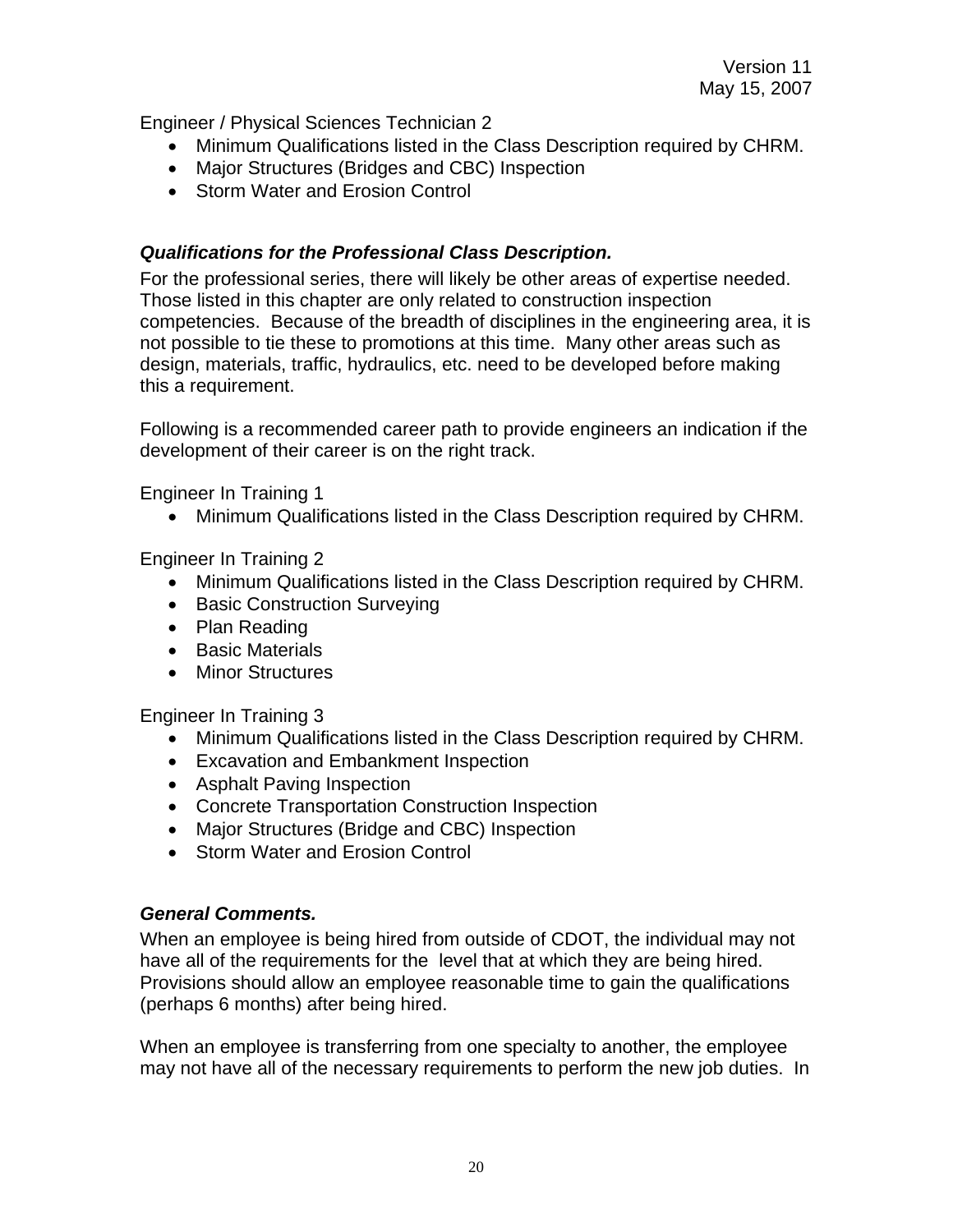Engineer / Physical Sciences Technician 2

- Minimum Qualifications listed in the Class Description required by CHRM.
- Major Structures (Bridges and CBC) Inspection
- Storm Water and Erosion Control

***Qualifications for the Professional Class Description.***

For the professional series, there will likely be other areas of expertise needed. Those listed in this chapter are only related to construction inspection competencies. Because of the breadth of disciplines in the engineering area, it is not possible to tie these to promotions at this time. Many other areas such as design, materials, traffic, hydraulics, etc. need to be developed before making this a requirement.

Following is a recommended career path to provide engineers an indication if the development of their career is on the right track.

Engineer In Training 1

- Minimum Qualifications listed in the Class Description required by CHRM.

Engineer In Training 2

- Minimum Qualifications listed in the Class Description required by CHRM.
- Basic Construction Surveying
- Plan Reading
- Basic Materials
- Minor Structures

Engineer In Training 3

- Minimum Qualifications listed in the Class Description required by CHRM.
- Excavation and Embankment Inspection
- Asphalt Paving Inspection
- Concrete Transportation Construction Inspection
- Major Structures (Bridge and CBC) Inspection
- Storm Water and Erosion Control

***General Comments.***

When an employee is being hired from outside of CDOT, the individual may not have all of the requirements for the level that at which they are being hired. Provisions should allow an employee reasonable time to gain the qualifications (perhaps 6 months) after being hired.

When an employee is transferring from one specialty to another, the employee may not have all of the necessary requirements to perform the new job duties. In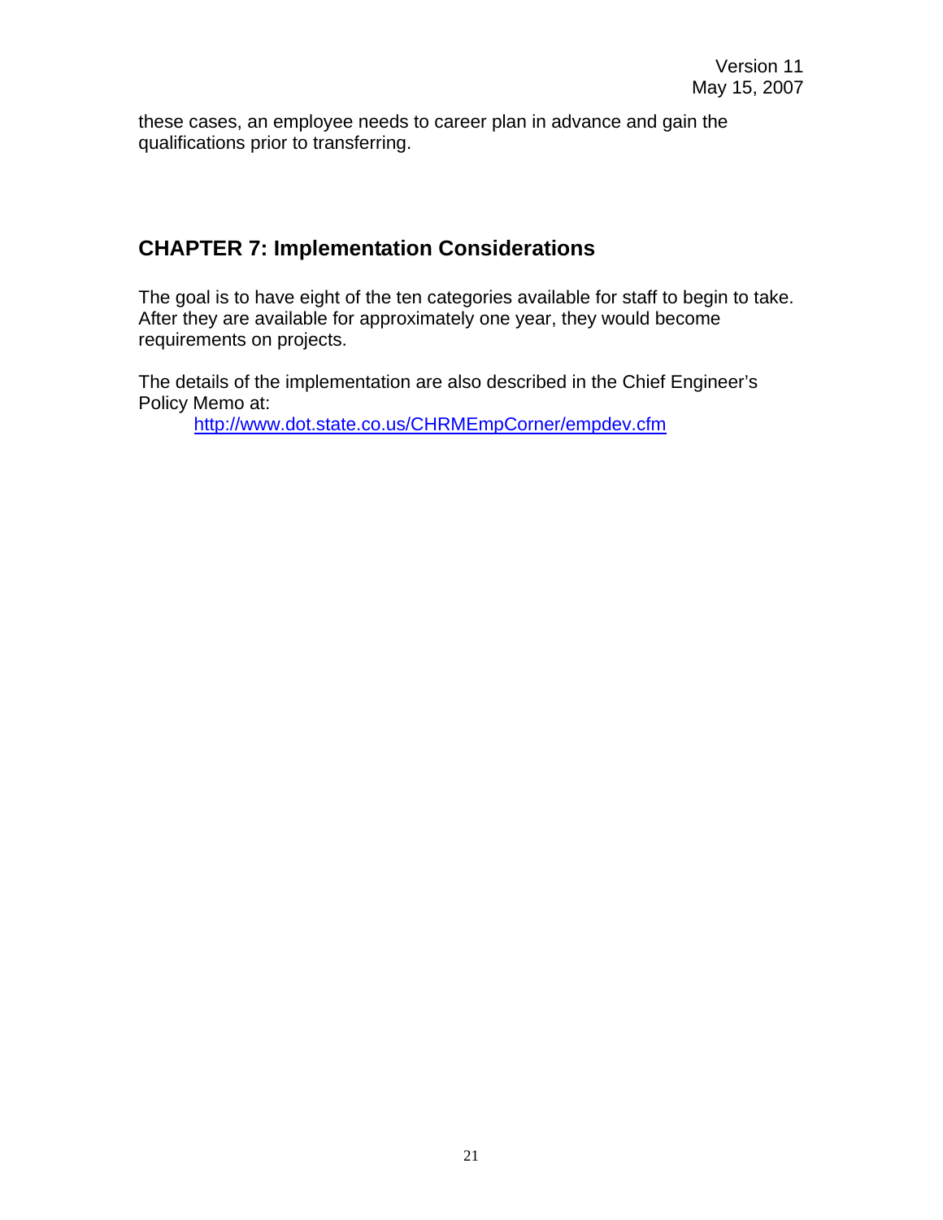these cases, an employee needs to career plan in advance and gain the qualifications prior to transferring.

## CHAPTER 7: Implementation Considerations

The goal is to have eight of the ten categories available for staff to begin to take. After they are available for approximately one year, they would become requirements on projects.

The details of the implementation are also described in the Chief Engineer's Policy Memo at:

[http://www.dot.state.co.us/CHRMEmpCorner/empdev.cfm](http://www.dot.state.co.us/CHRMEmpCorner/empdev.cfm)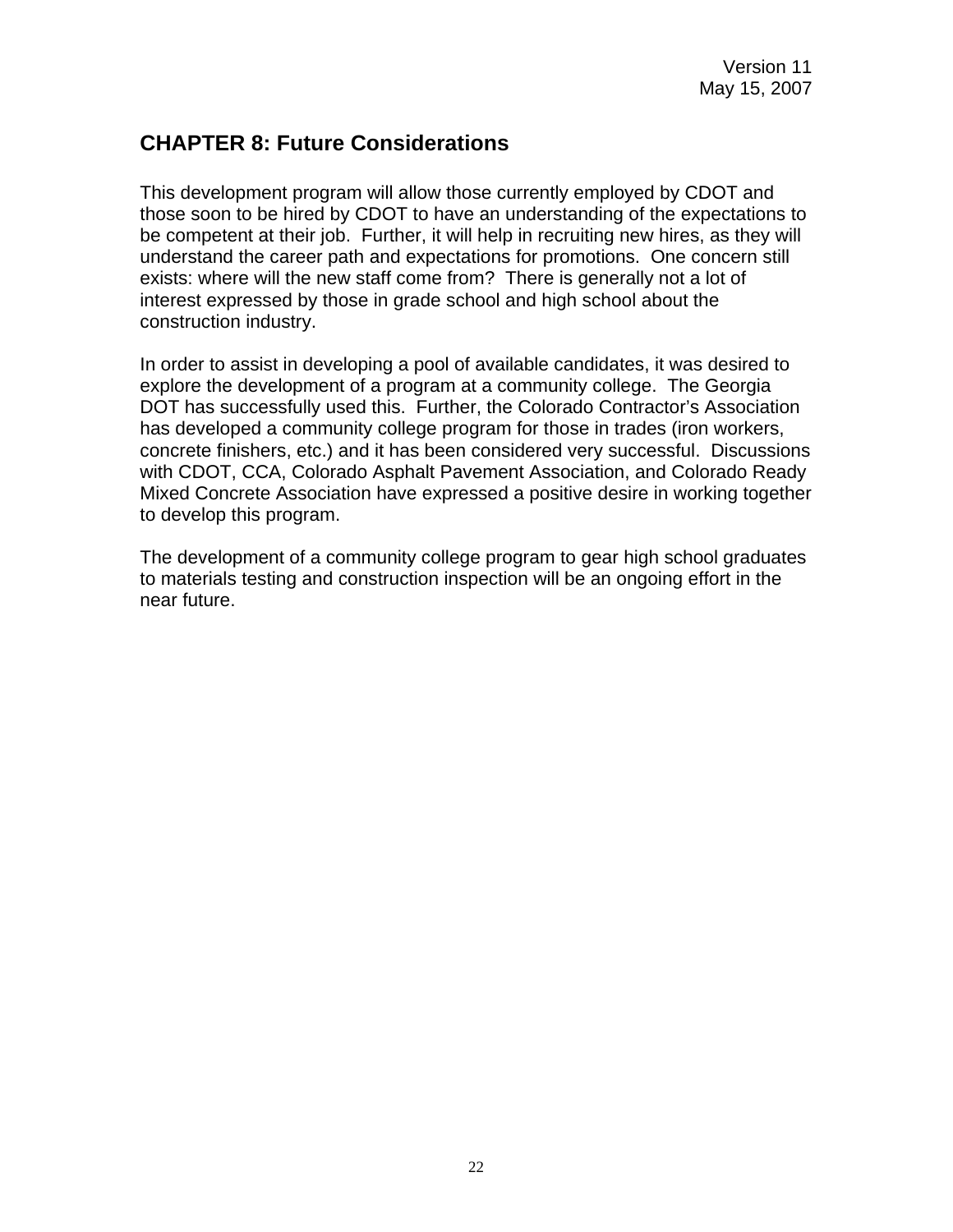## CHAPTER 8: Future Considerations

This development program will allow those currently employed by CDOT and those soon to be hired by CDOT to have an understanding of the expectations to be competent at their job. Further, it will help in recruiting new hires, as they will understand the career path and expectations for promotions. One concern still exists: where will the new staff come from? There is generally not a lot of interest expressed by those in grade school and high school about the construction industry.

In order to assist in developing a pool of available candidates, it was desired to explore the development of a program at a community college. The Georgia DOT has successfully used this. Further, the Colorado Contractor's Association has developed a community college program for those in trades (iron workers, concrete finishers, etc.) and it has been considered very successful. Discussions with CDOT, CCA, Colorado Asphalt Pavement Association, and Colorado Ready Mixed Concrete Association have expressed a positive desire in working together to develop this program.

The development of a community college program to gear high school graduates to materials testing and construction inspection will be an ongoing effort in the near future.